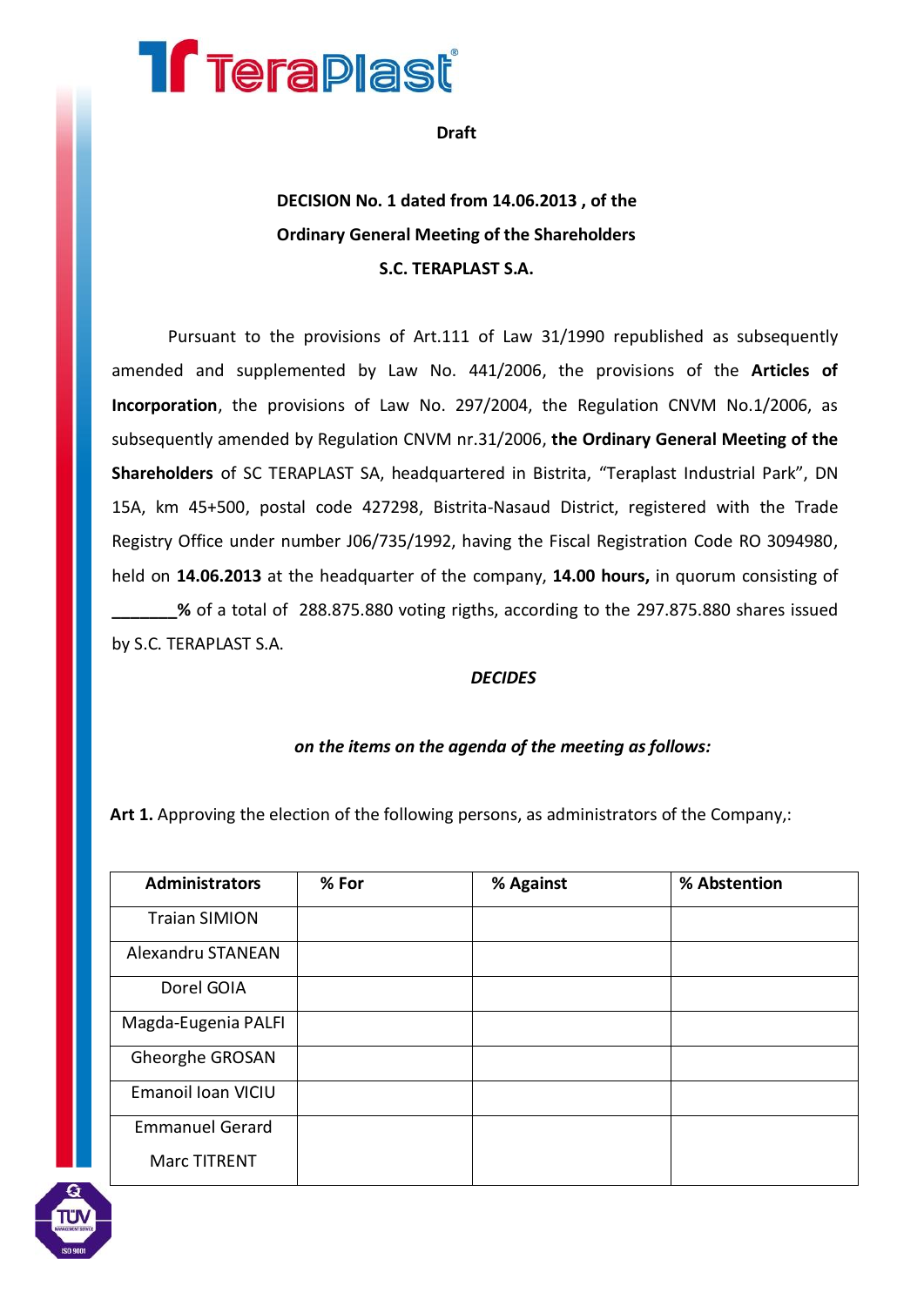**Draft**

**DECISION No. 1 dated from 14.06.2013 , of the Ordinary General Meeting of the Shareholders S.C. TERAPLAST S.A.**

Pursuant to the provisions of Art.111 of Law 31/1990 republished as subsequently amended and supplemented by Law No. 441/2006, the provisions of the **Articles of Incorporation**, the provisions of Law No. 297/2004, the Regulation CNVM No.1/2006, as subsequently amended by Regulation CNVM nr.31/2006, **the Ordinary General Meeting of the Shareholders** of SC TERAPLAST SA, headquartered in Bistrita, "Teraplast Industrial Park", DN 15A, km 45+500, postal code 427298, Bistrita-Nasaud District, registered with the Trade Registry Office under number J06/735/1992, having the Fiscal Registration Code RO 3094980, held on **14.06.2013** at the headquarter of the company, **14.00 hours,** in quorum consisting of **_______%** of a total of 288.875.880 voting rigths, according to the 297.875.880 shares issued by S.C. TERAPLAST S.A.

***DECIDES***

***on the items on the agenda of the meeting as follows:***

**Art 1.** Approving the election of the following persons, as administrators of the Company,:

| Administrators | % For | % Against | % Abstention |
|---|---|---|---|
| Traian SIMION | | | |
| Alexandru STANEAN | | | |
| Dorel GOIA | | | |
| Magda-Eugenia PALFI | | | |
| Gheorghe GROSAN | | | |
| Emanoil Ioan VICIU | | | |
| Emmanuel Gerard Marc TITRENT | | | |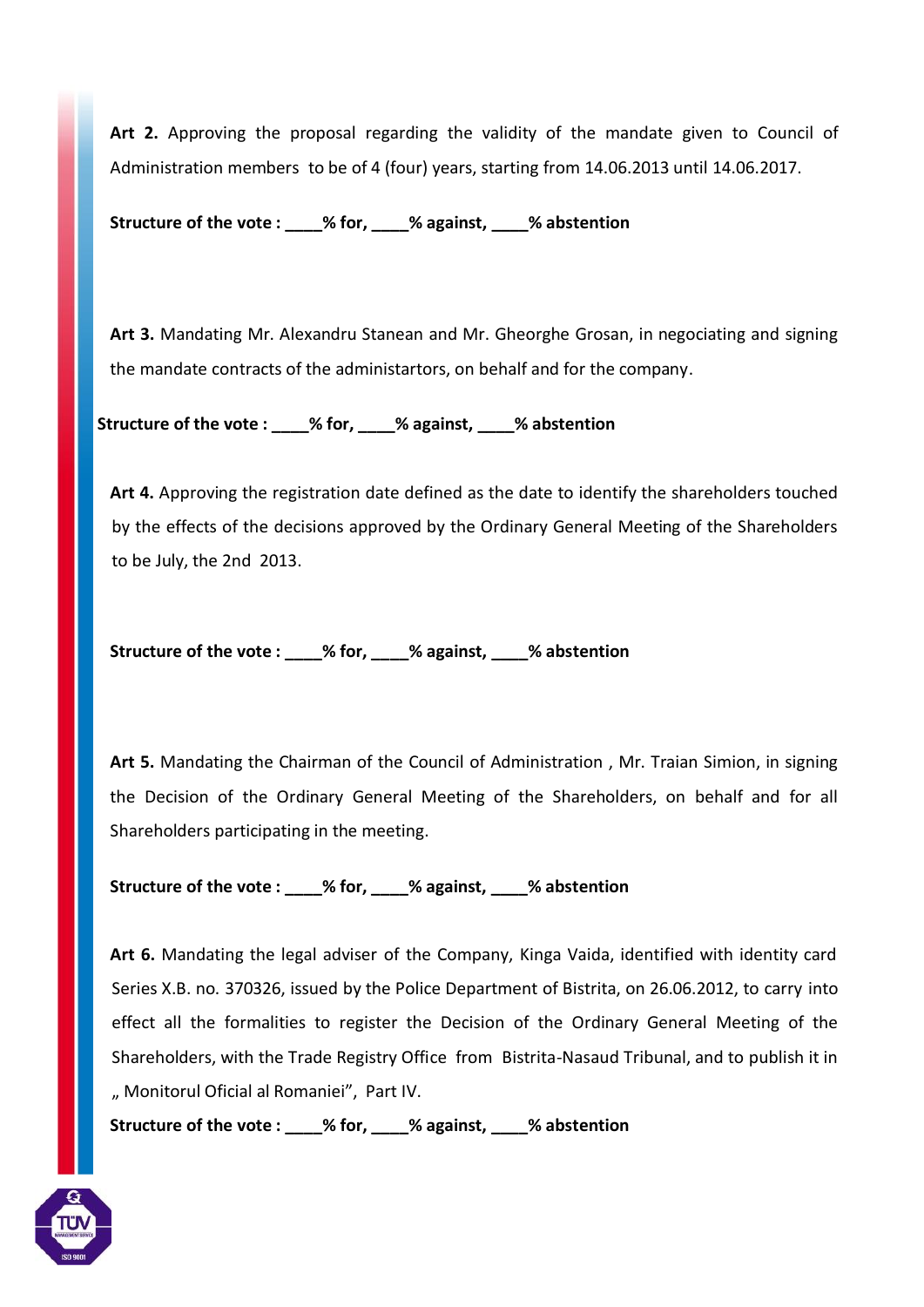**Art 2.** Approving the proposal regarding the validity of the mandate given to Council of Administration members to be of 4 (four) years, starting from 14.06.2013 until 14.06.2017.

**Structure of the vote : ____% for, ____% against, ____% abstention**

**Art 3.** Mandating Mr. Alexandru Stanean and Mr. Gheorghe Grosan, in negociating and signing the mandate contracts of the administartors, on behalf and for the company.

**Structure of the vote : ____% for, ____% against, ____% abstention**

**Art 4.** Approving the registration date defined as the date to identify the shareholders touched by the effects of the decisions approved by the Ordinary General Meeting of the Shareholders to be July, the 2nd 2013.

**Structure of the vote : ____% for, ____% against, ____% abstention**

**Art 5.** Mandating the Chairman of the Council of Administration , Mr. Traian Simion, in signing the Decision of the Ordinary General Meeting of the Shareholders, on behalf and for all Shareholders participating in the meeting.

**Structure of the vote : ____% for, ____% against, ____% abstention**

**Art 6.** Mandating the legal adviser of the Company, Kinga Vaida, identified with identity card Series X.B. no. 370326, issued by the Police Department of Bistrita, on 26.06.2012, to carry into effect all the formalities to register the Decision of the Ordinary General Meeting of the Shareholders, with the Trade Registry Office from Bistrita-Nasaud Tribunal, and to publish it in „ Monitorul Oficial al Romaniei", Part IV.

**Structure of the vote : ____% for, ____% against, ____% abstention**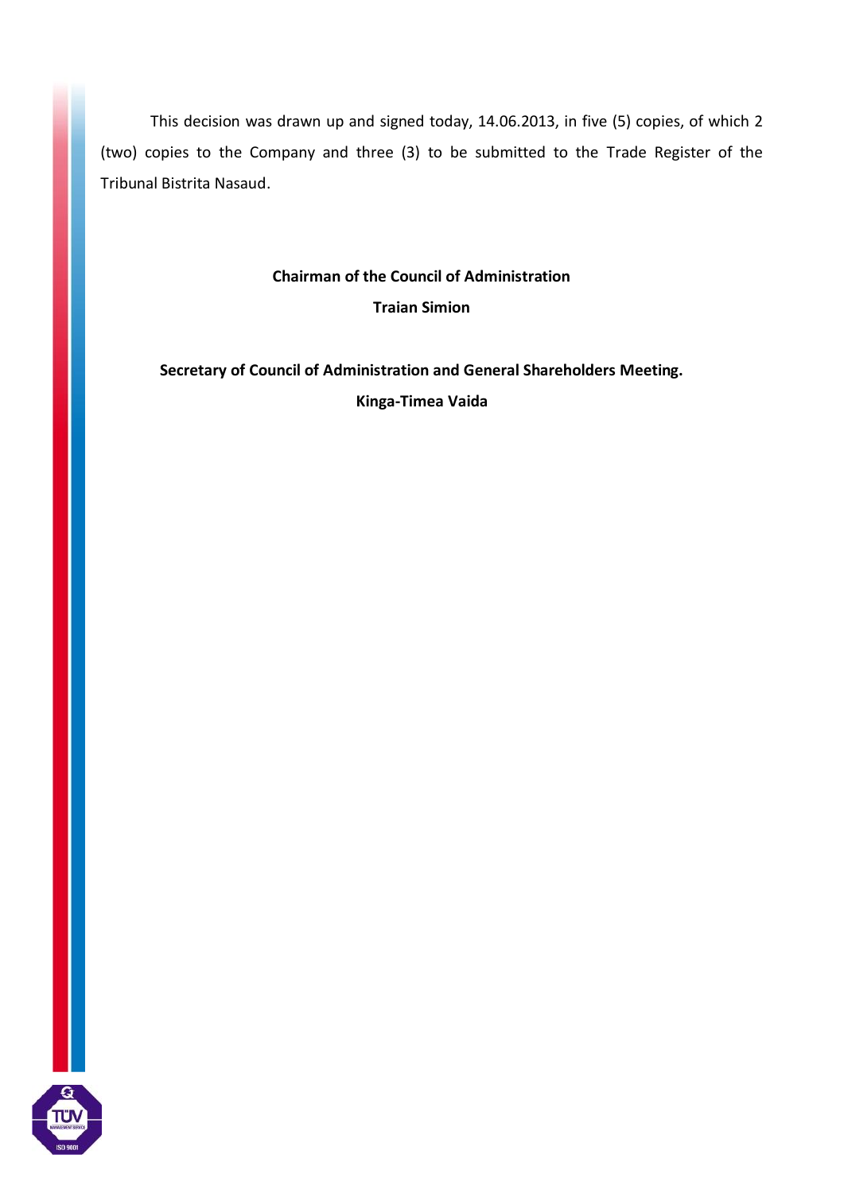This decision was drawn up and signed today, 14.06.2013, in five (5) copies, of which 2 (two) copies to the Company and three (3) to be submitted to the Trade Register of the Tribunal Bistrita Nasaud.

**Chairman of the Council of Administration**

**Traian Simion**

**Secretary of Council of Administration and General Shareholders Meeting.**

**Kinga-Timea Vaida**